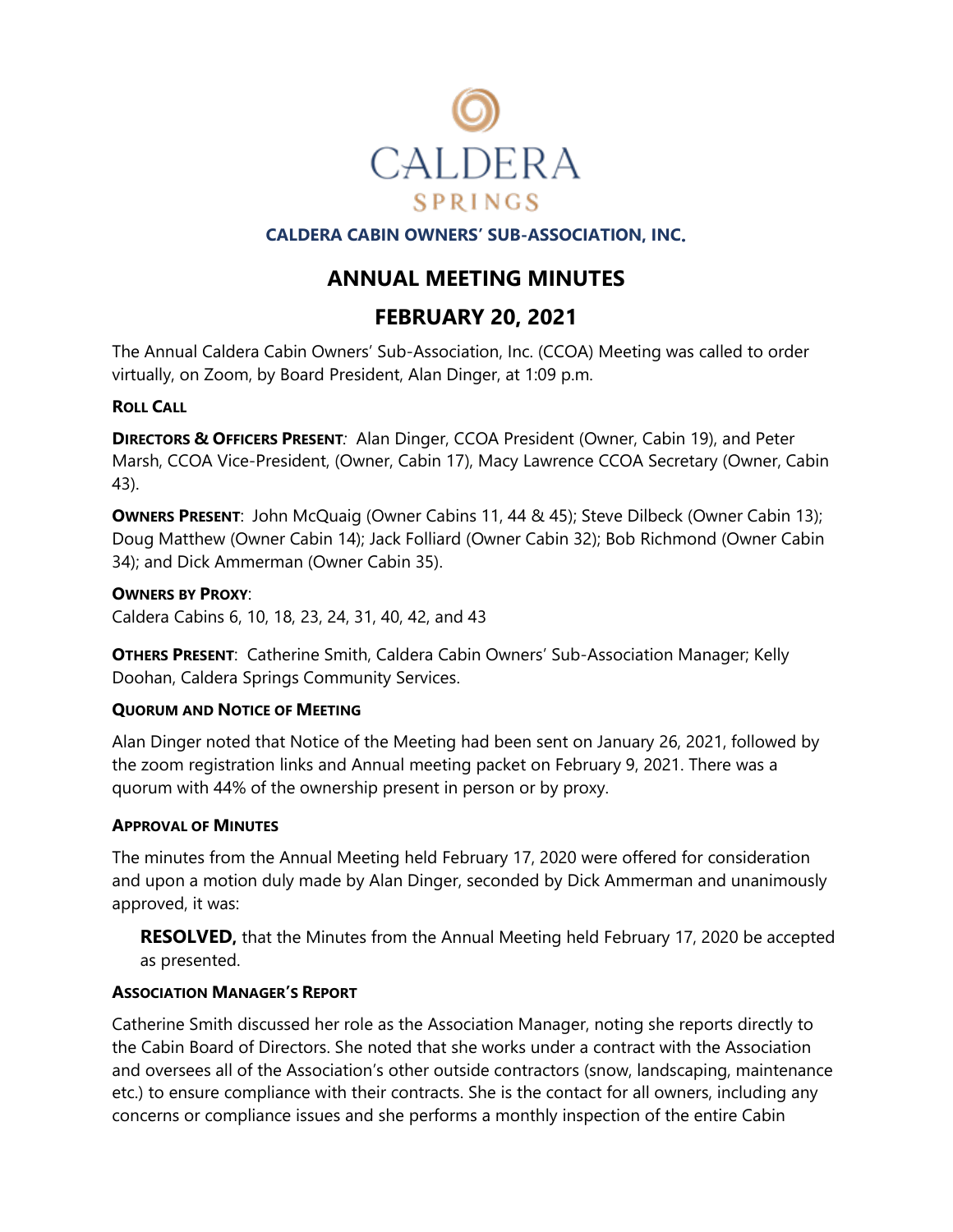CALDERA
SPRINGS

**CALDERA CABIN OWNERS' SUB-ASSOCIATION, INC.**

# ANNUAL MEETING MINUTES

# FEBRUARY 20, 2021

The Annual Caldera Cabin Owners' Sub-Association, Inc. (CCOA) Meeting was called to order virtually, on Zoom, by Board President, Alan Dinger, at 1:09 p.m.

**ROLL CALL**

**DIRECTORS & OFFICERS PRESENT**: Alan Dinger, CCOA President (Owner, Cabin 19), and Peter Marsh, CCOA Vice-President, (Owner, Cabin 17), Macy Lawrence CCOA Secretary (Owner, Cabin 43).

**OWNERS PRESENT**: John McQuaig (Owner Cabins 11, 44 & 45); Steve Dilbeck (Owner Cabin 13); Doug Matthew (Owner Cabin 14); Jack Folliard (Owner Cabin 32); Bob Richmond (Owner Cabin 34); and Dick Ammerman (Owner Cabin 35).

**OWNERS BY PROXY**:
Caldera Cabins 6, 10, 18, 23, 24, 31, 40, 42, and 43

**OTHERS PRESENT**: Catherine Smith, Caldera Cabin Owners' Sub-Association Manager; Kelly Doohan, Caldera Springs Community Services.

**QUORUM AND NOTICE OF MEETING**

Alan Dinger noted that Notice of the Meeting had been sent on January 26, 2021, followed by the zoom registration links and Annual meeting packet on February 9, 2021. There was a quorum with 44% of the ownership present in person or by proxy.

**APPROVAL OF MINUTES**

The minutes from the Annual Meeting held February 17, 2020 were offered for consideration and upon a motion duly made by Alan Dinger, seconded by Dick Ammerman and unanimously approved, it was:

> **RESOLVED,** that the Minutes from the Annual Meeting held February 17, 2020 be accepted as presented.

**ASSOCIATION MANAGER'S REPORT**

Catherine Smith discussed her role as the Association Manager, noting she reports directly to the Cabin Board of Directors. She noted that she works under a contract with the Association and oversees all of the Association's other outside contractors (snow, landscaping, maintenance etc.) to ensure compliance with their contracts. She is the contact for all owners, including any concerns or compliance issues and she performs a monthly inspection of the entire Cabin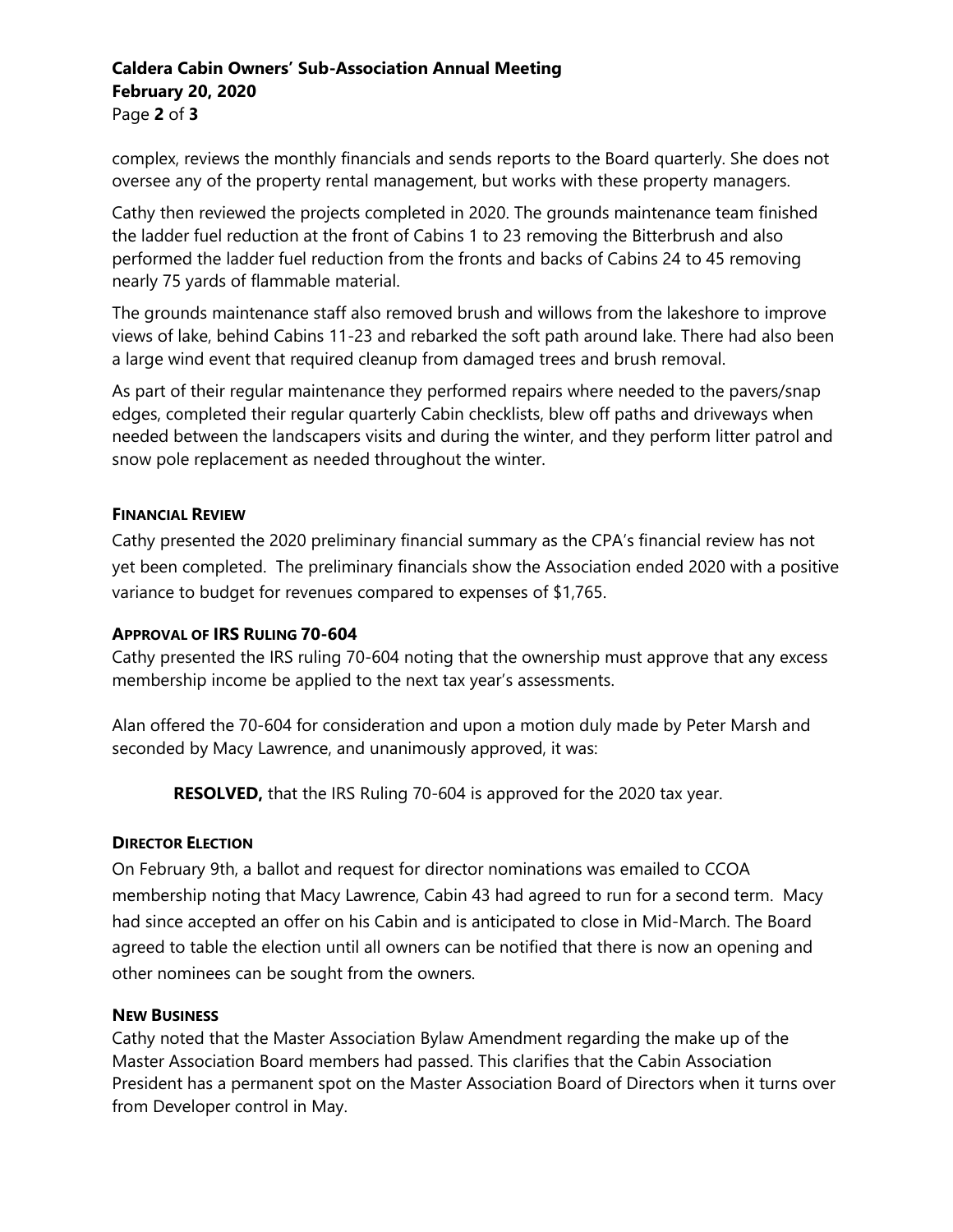complex, reviews the monthly financials and sends reports to the Board quarterly. She does not oversee any of the property rental management, but works with these property managers.

Cathy then reviewed the projects completed in 2020. The grounds maintenance team finished the ladder fuel reduction at the front of Cabins 1 to 23 removing the Bitterbrush and also performed the ladder fuel reduction from the fronts and backs of Cabins 24 to 45 removing nearly 75 yards of flammable material.

The grounds maintenance staff also removed brush and willows from the lakeshore to improve views of lake, behind Cabins 11-23 and rebarked the soft path around lake. There had also been a large wind event that required cleanup from damaged trees and brush removal.

As part of their regular maintenance they performed repairs where needed to the pavers/snap edges, completed their regular quarterly Cabin checklists, blew off paths and driveways when needed between the landscapers visits and during the winter, and they perform litter patrol and snow pole replacement as needed throughout the winter.

#### FINANCIAL REVIEW

Cathy presented the 2020 preliminary financial summary as the CPA's financial review has not yet been completed. The preliminary financials show the Association ended 2020 with a positive variance to budget for revenues compared to expenses of $1,765.

#### APPROVAL OF IRS RULING 70-604

Cathy presented the IRS ruling 70-604 noting that the ownership must approve that any excess membership income be applied to the next tax year's assessments.

Alan offered the 70-604 for consideration and upon a motion duly made by Peter Marsh and seconded by Macy Lawrence, and unanimously approved, it was:

> **RESOLVED,** that the IRS Ruling 70-604 is approved for the 2020 tax year.

#### DIRECTOR ELECTION

On February 9th, a ballot and request for director nominations was emailed to CCOA membership noting that Macy Lawrence, Cabin 43 had agreed to run for a second term. Macy had since accepted an offer on his Cabin and is anticipated to close in Mid-March. The Board agreed to table the election until all owners can be notified that there is now an opening and other nominees can be sought from the owners.

#### NEW BUSINESS

Cathy noted that the Master Association Bylaw Amendment regarding the make up of the Master Association Board members had passed. This clarifies that the Cabin Association President has a permanent spot on the Master Association Board of Directors when it turns over from Developer control in May.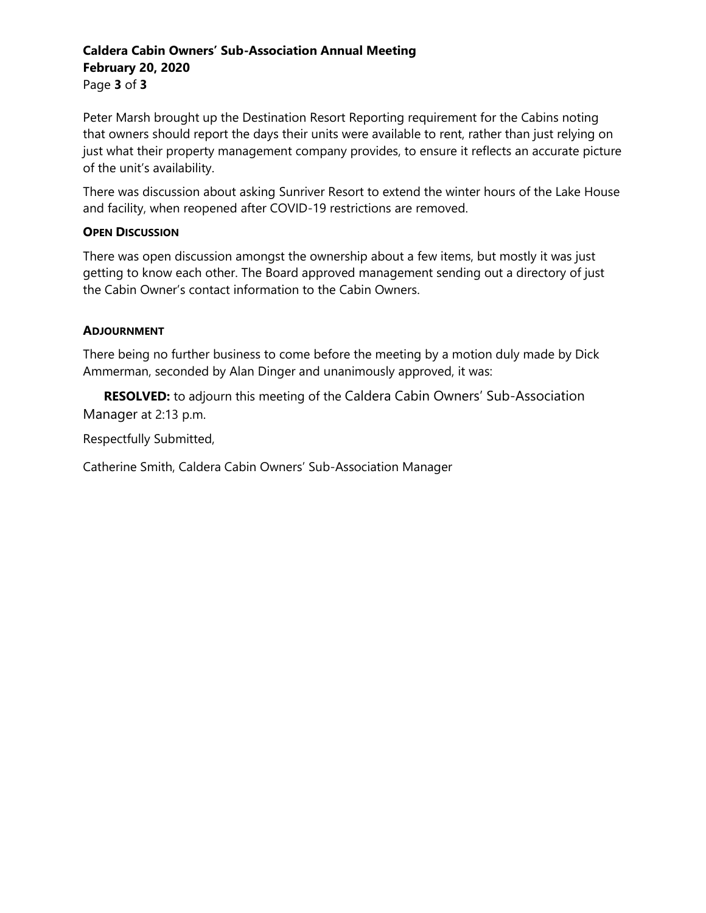Peter Marsh brought up the Destination Resort Reporting requirement for the Cabins noting that owners should report the days their units were available to rent, rather than just relying on just what their property management company provides, to ensure it reflects an accurate picture of the unit's availability.

There was discussion about asking Sunriver Resort to extend the winter hours of the Lake House and facility, when reopened after COVID-19 restrictions are removed.

**OPEN DISCUSSION**

There was open discussion amongst the ownership about a few items, but mostly it was just getting to know each other. The Board approved management sending out a directory of just the Cabin Owner's contact information to the Cabin Owners.

**ADJOURNMENT**

There being no further business to come before the meeting by a motion duly made by Dick Ammerman, seconded by Alan Dinger and unanimously approved, it was:

**RESOLVED:** to adjourn this meeting of the Caldera Cabin Owners' Sub-Association Manager at 2:13 p.m.

Respectfully Submitted,

Catherine Smith, Caldera Cabin Owners' Sub-Association Manager